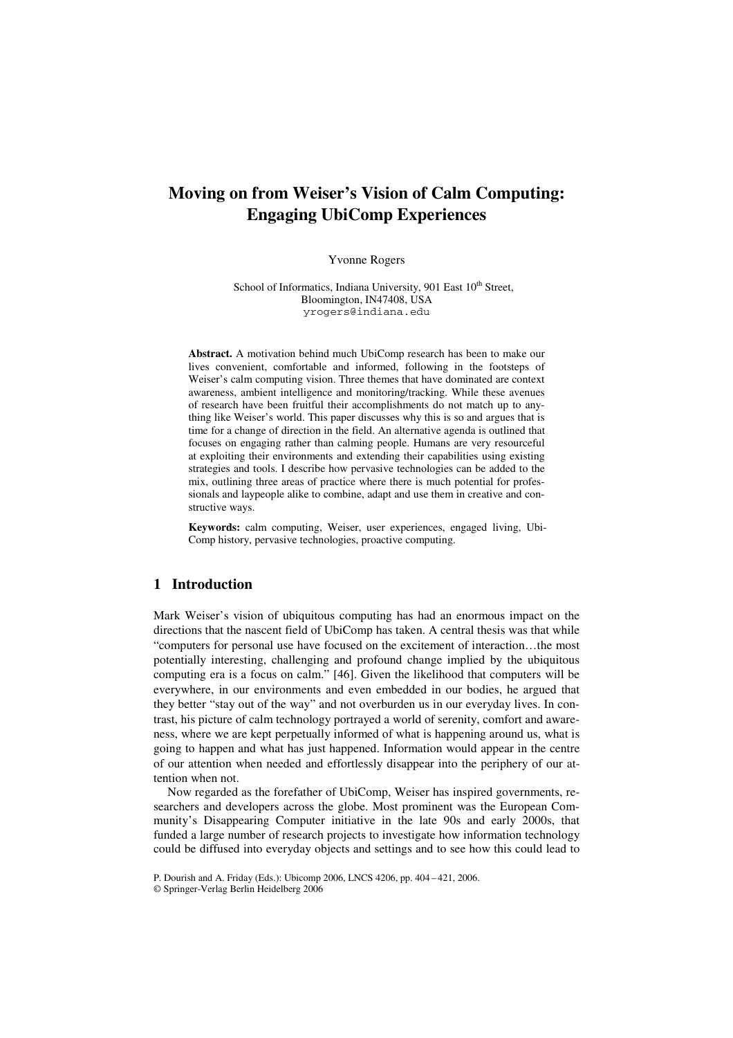# Moving on from Weiser's Vision of Calm Computing: Engaging UbiComp Experiences

Yvonne Rogers

School of Informatics, Indiana University, 901 East 10th Street, Bloomington, IN47408, USA
yrogers@indiana.edu

**Abstract.** A motivation behind much UbiComp research has been to make our lives convenient, comfortable and informed, following in the footsteps of Weiser's calm computing vision. Three themes that have dominated are context awareness, ambient intelligence and monitoring/tracking. While these avenues of research have been fruitful their accomplishments do not match up to anything like Weiser's world. This paper discusses why this is so and argues that is time for a change of direction in the field. An alternative agenda is outlined that focuses on engaging rather than calming people. Humans are very resourceful at exploiting their environments and extending their capabilities using existing strategies and tools. I describe how pervasive technologies can be added to the mix, outlining three areas of practice where there is much potential for professionals and laypeople alike to combine, adapt and use them in creative and constructive ways.

**Keywords:** calm computing, Weiser, user experiences, engaged living, UbiComp history, pervasive technologies, proactive computing.

## 1 Introduction

Mark Weiser's vision of ubiquitous computing has had an enormous impact on the directions that the nascent field of UbiComp has taken. A central thesis was that while "computers for personal use have focused on the excitement of interaction…the most potentially interesting, challenging and profound change implied by the ubiquitous computing era is a focus on calm." [46]. Given the likelihood that computers will be everywhere, in our environments and even embedded in our bodies, he argued that they better "stay out of the way" and not overburden us in our everyday lives. In contrast, his picture of calm technology portrayed a world of serenity, comfort and awareness, where we are kept perpetually informed of what is happening around us, what is going to happen and what has just happened. Information would appear in the centre of our attention when needed and effortlessly disappear into the periphery of our attention when not.

Now regarded as the forefather of UbiComp, Weiser has inspired governments, researchers and developers across the globe. Most prominent was the European Community's Disappearing Computer initiative in the late 90s and early 2000s, that funded a large number of research projects to investigate how information technology could be diffused into everyday objects and settings and to see how this could lead to

P. Dourish and A. Friday (Eds.): Ubicomp 2006, LNCS 4206, pp. 404 – 421, 2006.
© Springer-Verlag Berlin Heidelberg 2006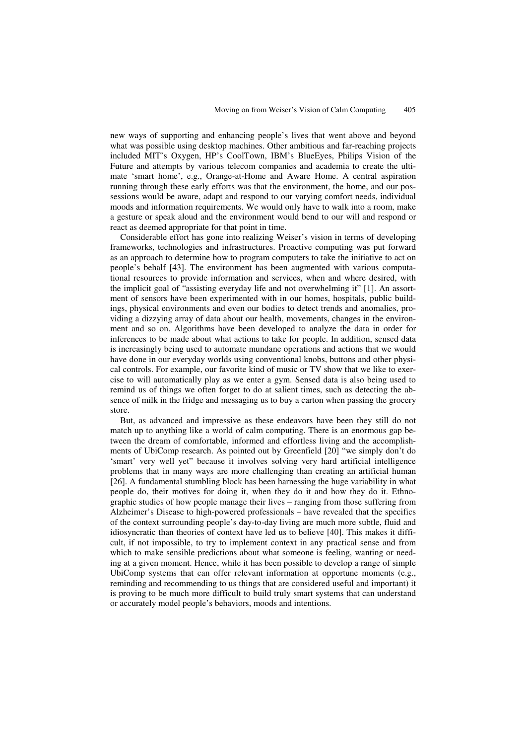new ways of supporting and enhancing people's lives that went above and beyond what was possible using desktop machines. Other ambitious and far-reaching projects included MIT's Oxygen, HP's CoolTown, IBM's BlueEyes, Philips Vision of the Future and attempts by various telecom companies and academia to create the ultimate 'smart home', e.g., Orange-at-Home and Aware Home. A central aspiration running through these early efforts was that the environment, the home, and our possessions would be aware, adapt and respond to our varying comfort needs, individual moods and information requirements. We would only have to walk into a room, make a gesture or speak aloud and the environment would bend to our will and respond or react as deemed appropriate for that point in time.

Considerable effort has gone into realizing Weiser's vision in terms of developing frameworks, technologies and infrastructures. Proactive computing was put forward as an approach to determine how to program computers to take the initiative to act on people's behalf [43]. The environment has been augmented with various computational resources to provide information and services, when and where desired, with the implicit goal of "assisting everyday life and not overwhelming it" [1]. An assortment of sensors have been experimented with in our homes, hospitals, public buildings, physical environments and even our bodies to detect trends and anomalies, providing a dizzying array of data about our health, movements, changes in the environment and so on. Algorithms have been developed to analyze the data in order for inferences to be made about what actions to take for people. In addition, sensed data is increasingly being used to automate mundane operations and actions that we would have done in our everyday worlds using conventional knobs, buttons and other physical controls. For example, our favorite kind of music or TV show that we like to exercise to will automatically play as we enter a gym. Sensed data is also being used to remind us of things we often forget to do at salient times, such as detecting the absence of milk in the fridge and messaging us to buy a carton when passing the grocery store.

But, as advanced and impressive as these endeavors have been they still do not match up to anything like a world of calm computing. There is an enormous gap between the dream of comfortable, informed and effortless living and the accomplishments of UbiComp research. As pointed out by Greenfield [20] "we simply don't do 'smart' very well yet" because it involves solving very hard artificial intelligence problems that in many ways are more challenging than creating an artificial human [26]. A fundamental stumbling block has been harnessing the huge variability in what people do, their motives for doing it, when they do it and how they do it. Ethnographic studies of how people manage their lives – ranging from those suffering from Alzheimer's Disease to high-powered professionals – have revealed that the specifics of the context surrounding people's day-to-day living are much more subtle, fluid and idiosyncratic than theories of context have led us to believe [40]. This makes it difficult, if not impossible, to try to implement context in any practical sense and from which to make sensible predictions about what someone is feeling, wanting or needing at a given moment. Hence, while it has been possible to develop a range of simple UbiComp systems that can offer relevant information at opportune moments (e.g., reminding and recommending to us things that are considered useful and important) it is proving to be much more difficult to build truly smart systems that can understand or accurately model people's behaviors, moods and intentions.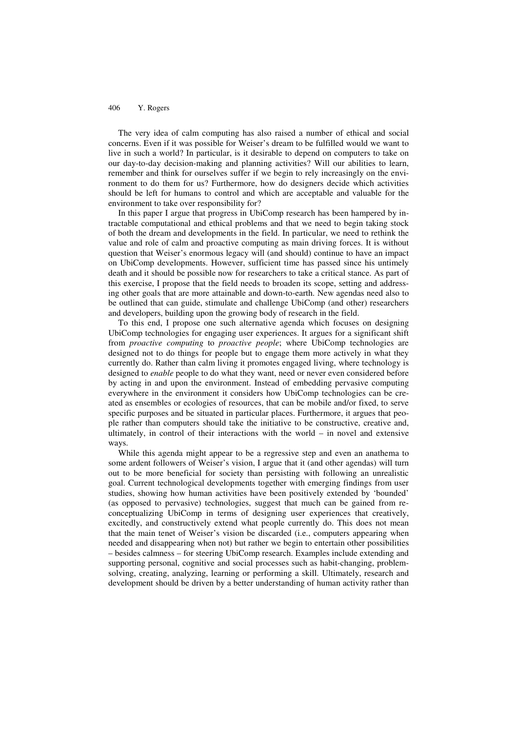The very idea of calm computing has also raised a number of ethical and social concerns. Even if it was possible for Weiser's dream to be fulfilled would we want to live in such a world? In particular, is it desirable to depend on computers to take on our day-to-day decision-making and planning activities? Will our abilities to learn, remember and think for ourselves suffer if we begin to rely increasingly on the environment to do them for us? Furthermore, how do designers decide which activities should be left for humans to control and which are acceptable and valuable for the environment to take over responsibility for?

In this paper I argue that progress in UbiComp research has been hampered by intractable computational and ethical problems and that we need to begin taking stock of both the dream and developments in the field. In particular, we need to rethink the value and role of calm and proactive computing as main driving forces. It is without question that Weiser's enormous legacy will (and should) continue to have an impact on UbiComp developments. However, sufficient time has passed since his untimely death and it should be possible now for researchers to take a critical stance. As part of this exercise, I propose that the field needs to broaden its scope, setting and addressing other goals that are more attainable and down-to-earth. New agendas need also to be outlined that can guide, stimulate and challenge UbiComp (and other) researchers and developers, building upon the growing body of research in the field.

To this end, I propose one such alternative agenda which focuses on designing UbiComp technologies for engaging user experiences. It argues for a significant shift from *proactive computing* to *proactive people*; where UbiComp technologies are designed not to do things for people but to engage them more actively in what they currently do. Rather than calm living it promotes engaged living, where technology is designed to *enable* people to do what they want, need or never even considered before by acting in and upon the environment. Instead of embedding pervasive computing everywhere in the environment it considers how UbiComp technologies can be created as ensembles or ecologies of resources, that can be mobile and/or fixed, to serve specific purposes and be situated in particular places. Furthermore, it argues that people rather than computers should take the initiative to be constructive, creative and, ultimately, in control of their interactions with the world – in novel and extensive ways.

While this agenda might appear to be a regressive step and even an anathema to some ardent followers of Weiser's vision, I argue that it (and other agendas) will turn out to be more beneficial for society than persisting with following an unrealistic goal. Current technological developments together with emerging findings from user studies, showing how human activities have been positively extended by 'bounded' (as opposed to pervasive) technologies, suggest that much can be gained from reconceptualizing UbiComp in terms of designing user experiences that creatively, excitedly, and constructively extend what people currently do. This does not mean that the main tenet of Weiser's vision be discarded (i.e., computers appearing when needed and disappearing when not) but rather we begin to entertain other possibilities – besides calmness – for steering UbiComp research. Examples include extending and supporting personal, cognitive and social processes such as habit-changing, problem-solving, creating, analyzing, learning or performing a skill. Ultimately, research and development should be driven by a better understanding of human activity rather than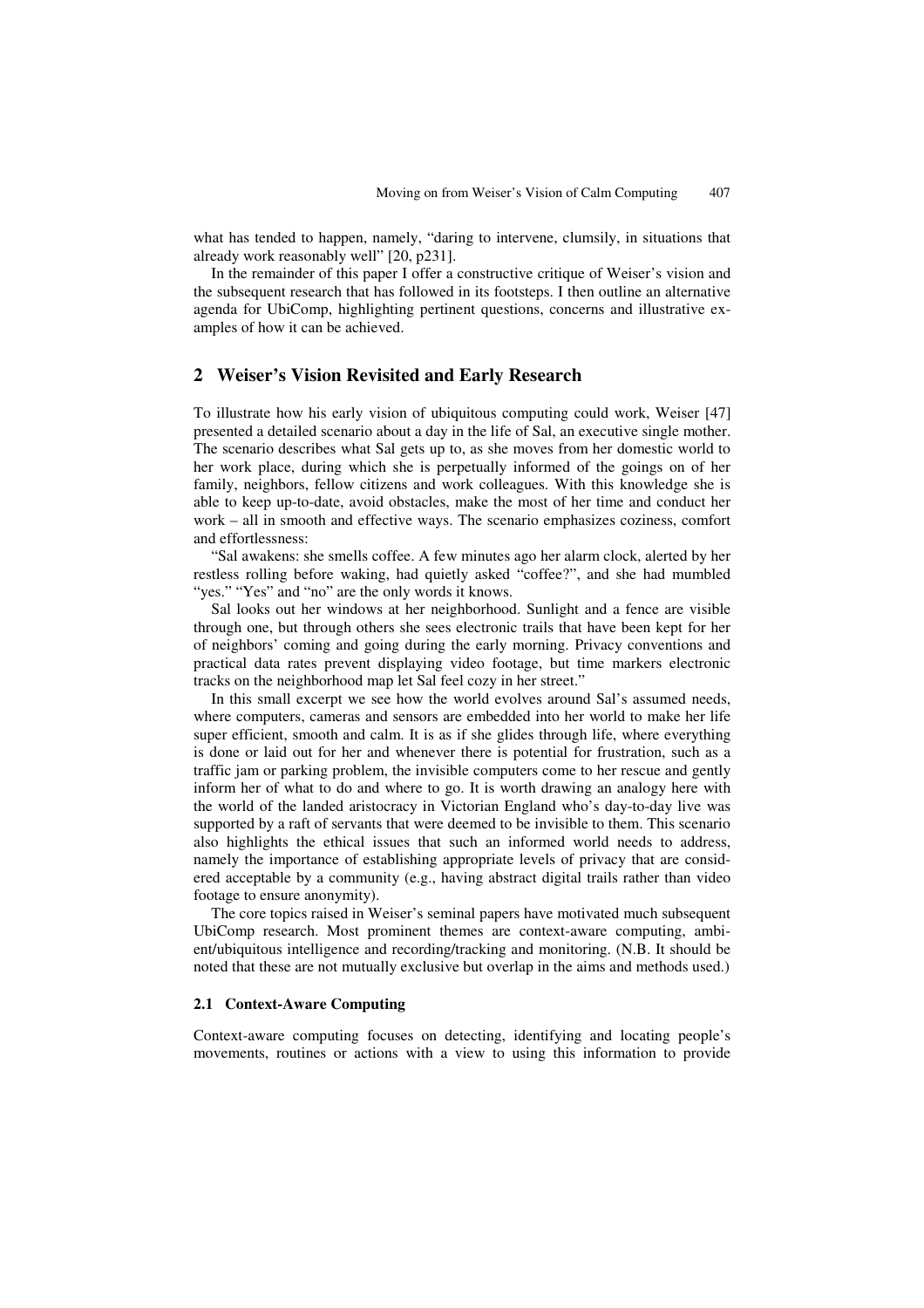what has tended to happen, namely, "daring to intervene, clumsily, in situations that already work reasonably well" [20, p231].

In the remainder of this paper I offer a constructive critique of Weiser's vision and the subsequent research that has followed in its footsteps. I then outline an alternative agenda for UbiComp, highlighting pertinent questions, concerns and illustrative examples of how it can be achieved.

## 2 Weiser's Vision Revisited and Early Research

To illustrate how his early vision of ubiquitous computing could work, Weiser [47] presented a detailed scenario about a day in the life of Sal, an executive single mother. The scenario describes what Sal gets up to, as she moves from her domestic world to her work place, during which she is perpetually informed of the goings on of her family, neighbors, fellow citizens and work colleagues. With this knowledge she is able to keep up-to-date, avoid obstacles, make the most of her time and conduct her work – all in smooth and effective ways. The scenario emphasizes coziness, comfort and effortlessness:

"Sal awakens: she smells coffee. A few minutes ago her alarm clock, alerted by her restless rolling before waking, had quietly asked "coffee?", and she had mumbled "yes." "Yes" and "no" are the only words it knows.

Sal looks out her windows at her neighborhood. Sunlight and a fence are visible through one, but through others she sees electronic trails that have been kept for her of neighbors' coming and going during the early morning. Privacy conventions and practical data rates prevent displaying video footage, but time markers electronic tracks on the neighborhood map let Sal feel cozy in her street."

In this small excerpt we see how the world evolves around Sal's assumed needs, where computers, cameras and sensors are embedded into her world to make her life super efficient, smooth and calm. It is as if she glides through life, where everything is done or laid out for her and whenever there is potential for frustration, such as a traffic jam or parking problem, the invisible computers come to her rescue and gently inform her of what to do and where to go. It is worth drawing an analogy here with the world of the landed aristocracy in Victorian England who's day-to-day live was supported by a raft of servants that were deemed to be invisible to them. This scenario also highlights the ethical issues that such an informed world needs to address, namely the importance of establishing appropriate levels of privacy that are considered acceptable by a community (e.g., having abstract digital trails rather than video footage to ensure anonymity).

The core topics raised in Weiser's seminal papers have motivated much subsequent UbiComp research. Most prominent themes are context-aware computing, ambient/ubiquitous intelligence and recording/tracking and monitoring. (N.B. It should be noted that these are not mutually exclusive but overlap in the aims and methods used.)

### 2.1 Context-Aware Computing

Context-aware computing focuses on detecting, identifying and locating people's movements, routines or actions with a view to using this information to provide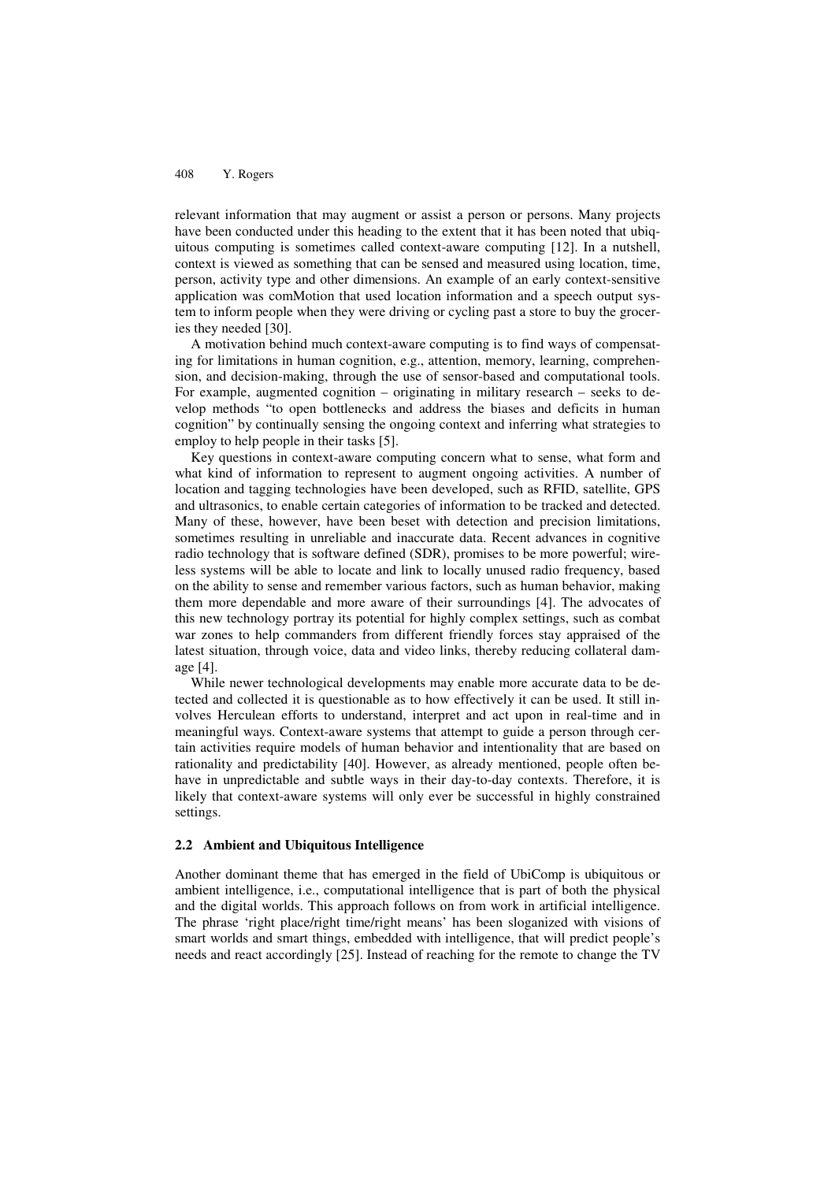relevant information that may augment or assist a person or persons. Many projects have been conducted under this heading to the extent that it has been noted that ubiquitous computing is sometimes called context-aware computing [12]. In a nutshell, context is viewed as something that can be sensed and measured using location, time, person, activity type and other dimensions. An example of an early context-sensitive application was comMotion that used location information and a speech output system to inform people when they were driving or cycling past a store to buy the groceries they needed [30].

A motivation behind much context-aware computing is to find ways of compensating for limitations in human cognition, e.g., attention, memory, learning, comprehension, and decision-making, through the use of sensor-based and computational tools. For example, augmented cognition – originating in military research – seeks to develop methods "to open bottlenecks and address the biases and deficits in human cognition" by continually sensing the ongoing context and inferring what strategies to employ to help people in their tasks [5].

Key questions in context-aware computing concern what to sense, what form and what kind of information to represent to augment ongoing activities. A number of location and tagging technologies have been developed, such as RFID, satellite, GPS and ultrasonics, to enable certain categories of information to be tracked and detected. Many of these, however, have been beset with detection and precision limitations, sometimes resulting in unreliable and inaccurate data. Recent advances in cognitive radio technology that is software defined (SDR), promises to be more powerful; wireless systems will be able to locate and link to locally unused radio frequency, based on the ability to sense and remember various factors, such as human behavior, making them more dependable and more aware of their surroundings [4]. The advocates of this new technology portray its potential for highly complex settings, such as combat war zones to help commanders from different friendly forces stay appraised of the latest situation, through voice, data and video links, thereby reducing collateral damage [4].

While newer technological developments may enable more accurate data to be detected and collected it is questionable as to how effectively it can be used. It still involves Herculean efforts to understand, interpret and act upon in real-time and in meaningful ways. Context-aware systems that attempt to guide a person through certain activities require models of human behavior and intentionality that are based on rationality and predictability [40]. However, as already mentioned, people often behave in unpredictable and subtle ways in their day-to-day contexts. Therefore, it is likely that context-aware systems will only ever be successful in highly constrained settings.

### 2.2 Ambient and Ubiquitous Intelligence

Another dominant theme that has emerged in the field of UbiComp is ubiquitous or ambient intelligence, i.e., computational intelligence that is part of both the physical and the digital worlds. This approach follows on from work in artificial intelligence. The phrase 'right place/right time/right means' has been sloganized with visions of smart worlds and smart things, embedded with intelligence, that will predict people's needs and react accordingly [25]. Instead of reaching for the remote to change the TV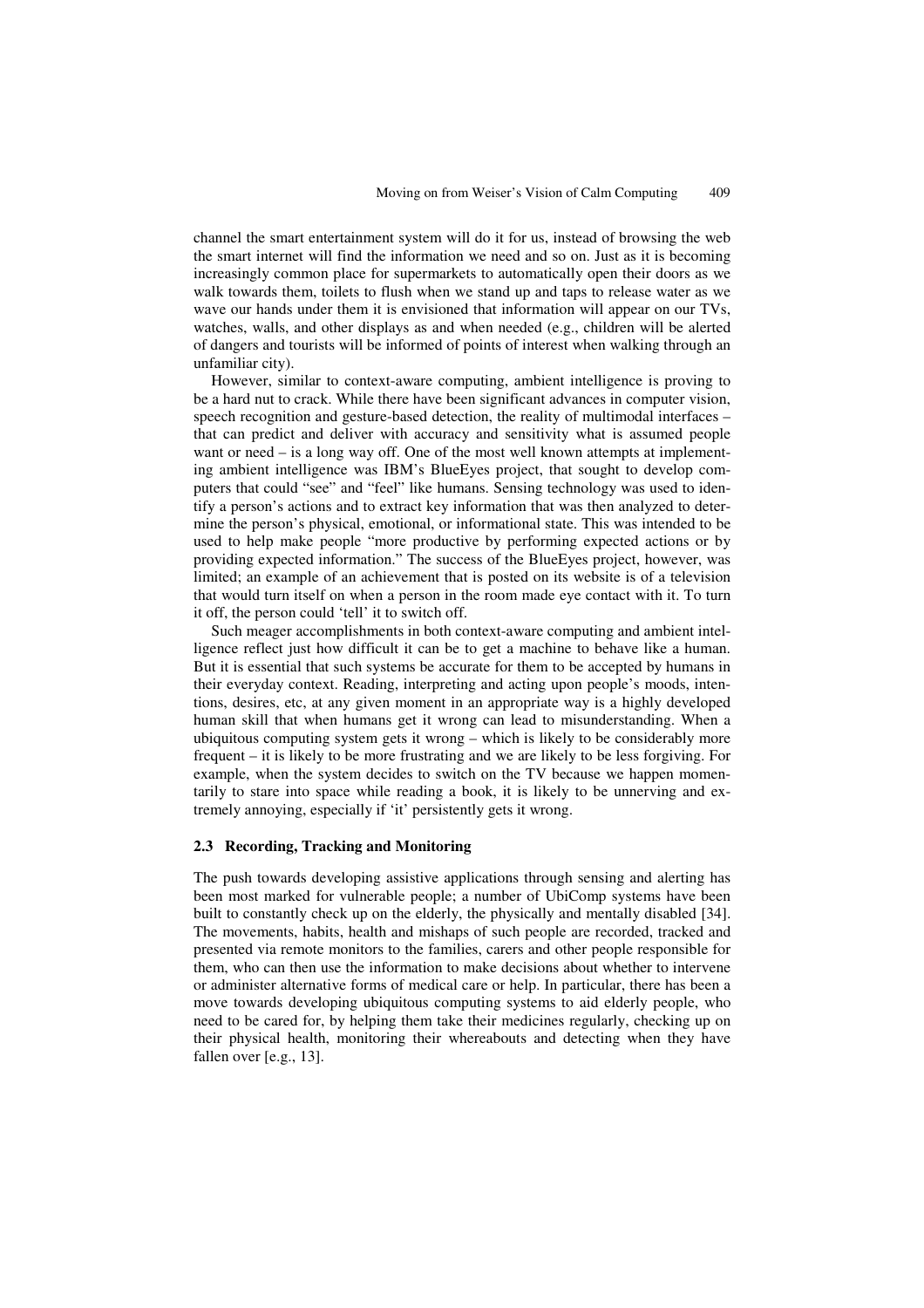channel the smart entertainment system will do it for us, instead of browsing the web the smart internet will find the information we need and so on. Just as it is becoming increasingly common place for supermarkets to automatically open their doors as we walk towards them, toilets to flush when we stand up and taps to release water as we wave our hands under them it is envisioned that information will appear on our TVs, watches, walls, and other displays as and when needed (e.g., children will be alerted of dangers and tourists will be informed of points of interest when walking through an unfamiliar city).

However, similar to context-aware computing, ambient intelligence is proving to be a hard nut to crack. While there have been significant advances in computer vision, speech recognition and gesture-based detection, the reality of multimodal interfaces – that can predict and deliver with accuracy and sensitivity what is assumed people want or need – is a long way off. One of the most well known attempts at implementing ambient intelligence was IBM's BlueEyes project, that sought to develop computers that could "see" and "feel" like humans. Sensing technology was used to identify a person's actions and to extract key information that was then analyzed to determine the person's physical, emotional, or informational state. This was intended to be used to help make people "more productive by performing expected actions or by providing expected information." The success of the BlueEyes project, however, was limited; an example of an achievement that is posted on its website is of a television that would turn itself on when a person in the room made eye contact with it. To turn it off, the person could 'tell' it to switch off.

Such meager accomplishments in both context-aware computing and ambient intelligence reflect just how difficult it can be to get a machine to behave like a human. But it is essential that such systems be accurate for them to be accepted by humans in their everyday context. Reading, interpreting and acting upon people's moods, intentions, desires, etc, at any given moment in an appropriate way is a highly developed human skill that when humans get it wrong can lead to misunderstanding. When a ubiquitous computing system gets it wrong – which is likely to be considerably more frequent – it is likely to be more frustrating and we are likely to be less forgiving. For example, when the system decides to switch on the TV because we happen momentarily to stare into space while reading a book, it is likely to be unnerving and extremely annoying, especially if 'it' persistently gets it wrong.

### 2.3 Recording, Tracking and Monitoring

The push towards developing assistive applications through sensing and alerting has been most marked for vulnerable people; a number of UbiComp systems have been built to constantly check up on the elderly, the physically and mentally disabled [34]. The movements, habits, health and mishaps of such people are recorded, tracked and presented via remote monitors to the families, carers and other people responsible for them, who can then use the information to make decisions about whether to intervene or administer alternative forms of medical care or help. In particular, there has been a move towards developing ubiquitous computing systems to aid elderly people, who need to be cared for, by helping them take their medicines regularly, checking up on their physical health, monitoring their whereabouts and detecting when they have fallen over [e.g., 13].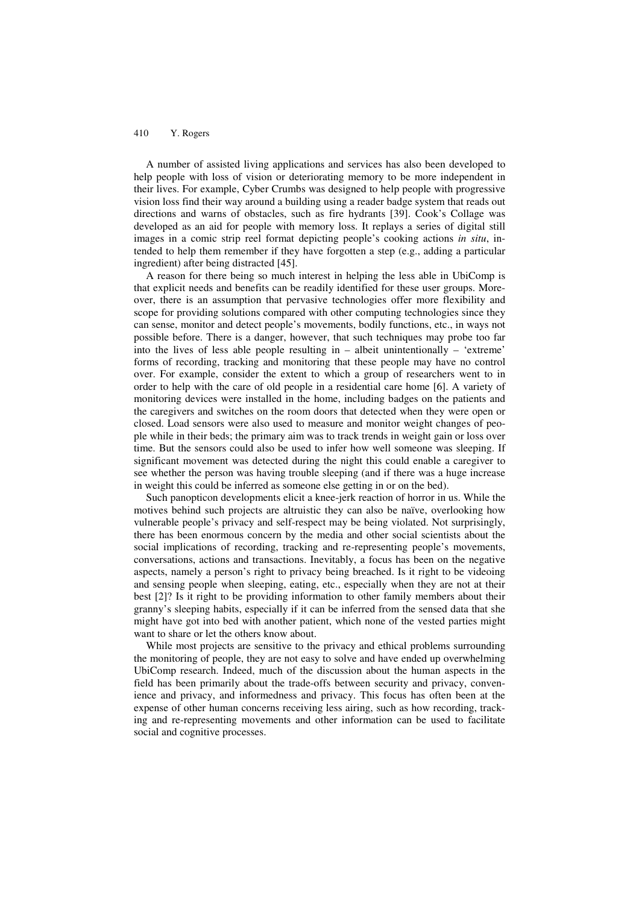A number of assisted living applications and services has also been developed to help people with loss of vision or deteriorating memory to be more independent in their lives. For example, Cyber Crumbs was designed to help people with progressive vision loss find their way around a building using a reader badge system that reads out directions and warns of obstacles, such as fire hydrants [39]. Cook's Collage was developed as an aid for people with memory loss. It replays a series of digital still images in a comic strip reel format depicting people's cooking actions *in situ*, intended to help them remember if they have forgotten a step (e.g., adding a particular ingredient) after being distracted [45].

A reason for there being so much interest in helping the less able in UbiComp is that explicit needs and benefits can be readily identified for these user groups. Moreover, there is an assumption that pervasive technologies offer more flexibility and scope for providing solutions compared with other computing technologies since they can sense, monitor and detect people's movements, bodily functions, etc., in ways not possible before. There is a danger, however, that such techniques may probe too far into the lives of less able people resulting in – albeit unintentionally – 'extreme' forms of recording, tracking and monitoring that these people may have no control over. For example, consider the extent to which a group of researchers went to in order to help with the care of old people in a residential care home [6]. A variety of monitoring devices were installed in the home, including badges on the patients and the caregivers and switches on the room doors that detected when they were open or closed. Load sensors were also used to measure and monitor weight changes of people while in their beds; the primary aim was to track trends in weight gain or loss over time. But the sensors could also be used to infer how well someone was sleeping. If significant movement was detected during the night this could enable a caregiver to see whether the person was having trouble sleeping (and if there was a huge increase in weight this could be inferred as someone else getting in or on the bed).

Such panopticon developments elicit a knee-jerk reaction of horror in us. While the motives behind such projects are altruistic they can also be naïve, overlooking how vulnerable people's privacy and self-respect may be being violated. Not surprisingly, there has been enormous concern by the media and other social scientists about the social implications of recording, tracking and re-representing people's movements, conversations, actions and transactions. Inevitably, a focus has been on the negative aspects, namely a person's right to privacy being breached. Is it right to be videoing and sensing people when sleeping, eating, etc., especially when they are not at their best [2]? Is it right to be providing information to other family members about their granny's sleeping habits, especially if it can be inferred from the sensed data that she might have got into bed with another patient, which none of the vested parties might want to share or let the others know about.

While most projects are sensitive to the privacy and ethical problems surrounding the monitoring of people, they are not easy to solve and have ended up overwhelming UbiComp research. Indeed, much of the discussion about the human aspects in the field has been primarily about the trade-offs between security and privacy, convenience and privacy, and informedness and privacy. This focus has often been at the expense of other human concerns receiving less airing, such as how recording, tracking and re-representing movements and other information can be used to facilitate social and cognitive processes.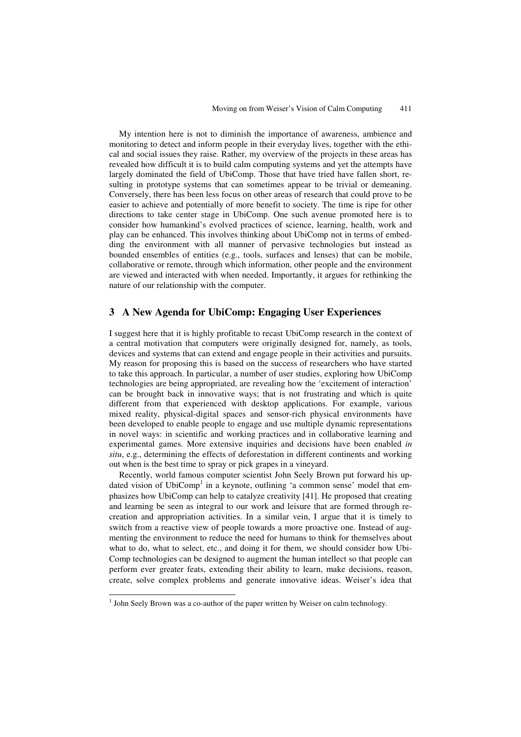My intention here is not to diminish the importance of awareness, ambience and monitoring to detect and inform people in their everyday lives, together with the ethical and social issues they raise. Rather, my overview of the projects in these areas has revealed how difficult it is to build calm computing systems and yet the attempts have largely dominated the field of UbiComp. Those that have tried have fallen short, resulting in prototype systems that can sometimes appear to be trivial or demeaning. Conversely, there has been less focus on other areas of research that could prove to be easier to achieve and potentially of more benefit to society. The time is ripe for other directions to take center stage in UbiComp. One such avenue promoted here is to consider how humankind's evolved practices of science, learning, health, work and play can be enhanced. This involves thinking about UbiComp not in terms of embedding the environment with all manner of pervasive technologies but instead as bounded ensembles of entities (e.g., tools, surfaces and lenses) that can be mobile, collaborative or remote, through which information, other people and the environment are viewed and interacted with when needed. Importantly, it argues for rethinking the nature of our relationship with the computer.

## 3 A New Agenda for UbiComp: Engaging User Experiences

I suggest here that it is highly profitable to recast UbiComp research in the context of a central motivation that computers were originally designed for, namely, as tools, devices and systems that can extend and engage people in their activities and pursuits. My reason for proposing this is based on the success of researchers who have started to take this approach. In particular, a number of user studies, exploring how UbiComp technologies are being appropriated, are revealing how the 'excitement of interaction' can be brought back in innovative ways; that is not frustrating and which is quite different from that experienced with desktop applications. For example, various mixed reality, physical-digital spaces and sensor-rich physical environments have been developed to enable people to engage and use multiple dynamic representations in novel ways: in scientific and working practices and in collaborative learning and experimental games. More extensive inquiries and decisions have been enabled *in situ*, e.g., determining the effects of deforestation in different continents and working out when is the best time to spray or pick grapes in a vineyard.

Recently, world famous computer scientist John Seely Brown put forward his updated vision of UbiComp[1] in a keynote, outlining 'a common sense' model that emphasizes how UbiComp can help to catalyze creativity [41]. He proposed that creating and learning be seen as integral to our work and leisure that are formed through recreation and appropriation activities. In a similar vein, I argue that it is timely to switch from a reactive view of people towards a more proactive one. Instead of augmenting the environment to reduce the need for humans to think for themselves about what to do, what to select, etc., and doing it for them, we should consider how UbiComp technologies can be designed to augment the human intellect so that people can perform ever greater feats, extending their ability to learn, make decisions, reason, create, solve complex problems and generate innovative ideas. Weiser's idea that

[1] John Seely Brown was a co-author of the paper written by Weiser on calm technology.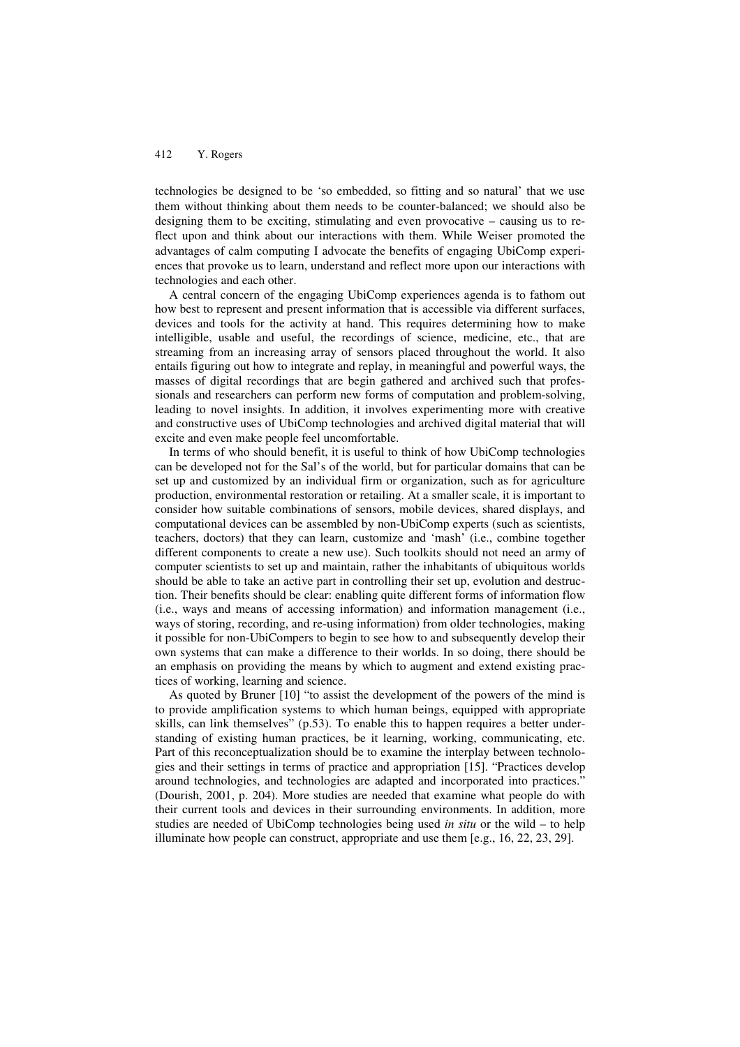technologies be designed to be 'so embedded, so fitting and so natural' that we use them without thinking about them needs to be counter-balanced; we should also be designing them to be exciting, stimulating and even provocative – causing us to reflect upon and think about our interactions with them. While Weiser promoted the advantages of calm computing I advocate the benefits of engaging UbiComp experiences that provoke us to learn, understand and reflect more upon our interactions with technologies and each other.

A central concern of the engaging UbiComp experiences agenda is to fathom out how best to represent and present information that is accessible via different surfaces, devices and tools for the activity at hand. This requires determining how to make intelligible, usable and useful, the recordings of science, medicine, etc., that are streaming from an increasing array of sensors placed throughout the world. It also entails figuring out how to integrate and replay, in meaningful and powerful ways, the masses of digital recordings that are begin gathered and archived such that professionals and researchers can perform new forms of computation and problem-solving, leading to novel insights. In addition, it involves experimenting more with creative and constructive uses of UbiComp technologies and archived digital material that will excite and even make people feel uncomfortable.

In terms of who should benefit, it is useful to think of how UbiComp technologies can be developed not for the Sal's of the world, but for particular domains that can be set up and customized by an individual firm or organization, such as for agriculture production, environmental restoration or retailing. At a smaller scale, it is important to consider how suitable combinations of sensors, mobile devices, shared displays, and computational devices can be assembled by non-UbiComp experts (such as scientists, teachers, doctors) that they can learn, customize and 'mash' (i.e., combine together different components to create a new use). Such toolkits should not need an army of computer scientists to set up and maintain, rather the inhabitants of ubiquitous worlds should be able to take an active part in controlling their set up, evolution and destruction. Their benefits should be clear: enabling quite different forms of information flow (i.e., ways and means of accessing information) and information management (i.e., ways of storing, recording, and re-using information) from older technologies, making it possible for non-UbiCompers to begin to see how to and subsequently develop their own systems that can make a difference to their worlds. In so doing, there should be an emphasis on providing the means by which to augment and extend existing practices of working, learning and science.

As quoted by Bruner [10] "to assist the development of the powers of the mind is to provide amplification systems to which human beings, equipped with appropriate skills, can link themselves" (p.53). To enable this to happen requires a better understanding of existing human practices, be it learning, working, communicating, etc. Part of this reconceptualization should be to examine the interplay between technologies and their settings in terms of practice and appropriation [15]. "Practices develop around technologies, and technologies are adapted and incorporated into practices." (Dourish, 2001, p. 204). More studies are needed that examine what people do with their current tools and devices in their surrounding environments. In addition, more studies are needed of UbiComp technologies being used *in situ* or the wild – to help illuminate how people can construct, appropriate and use them [e.g., 16, 22, 23, 29].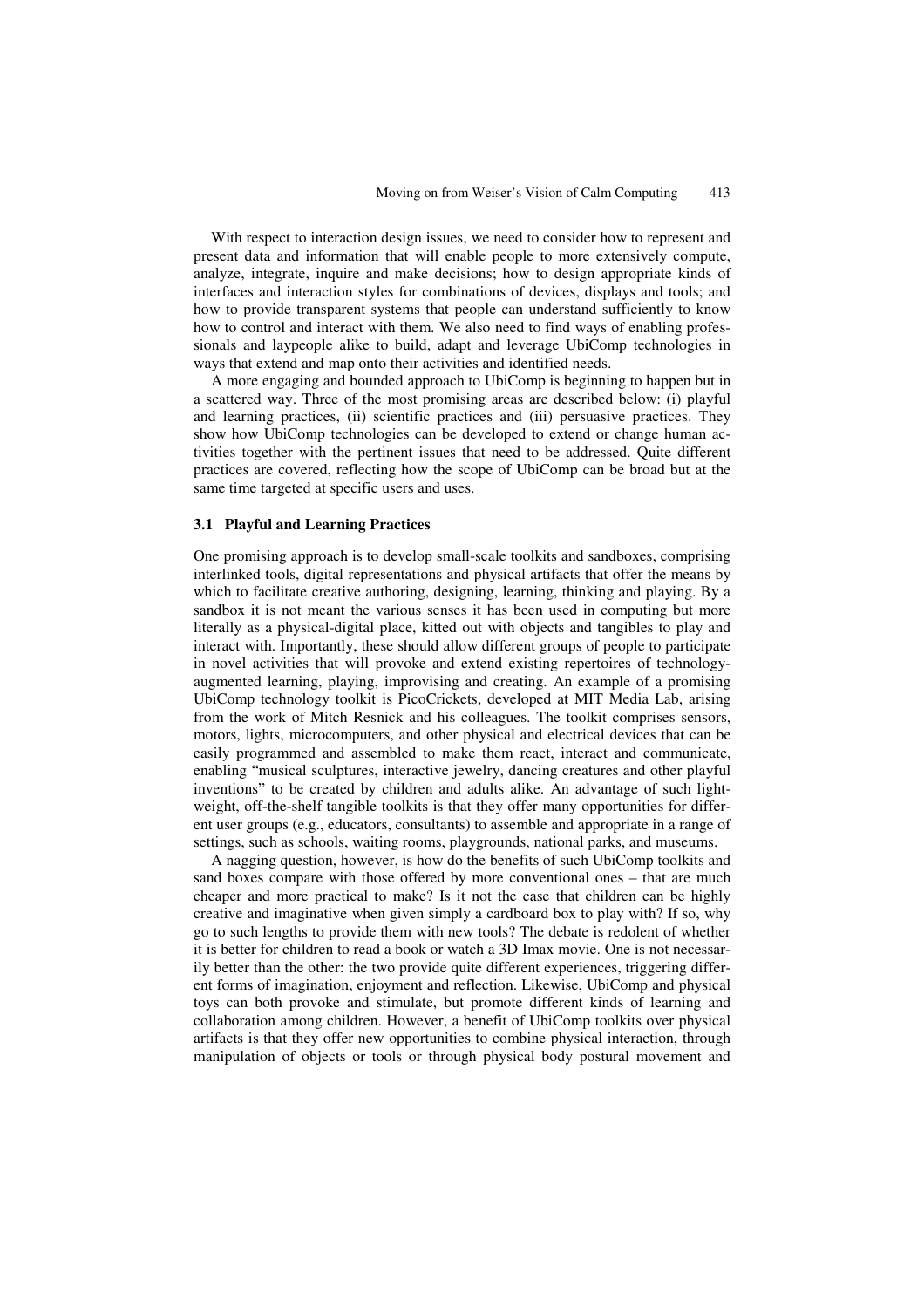With respect to interaction design issues, we need to consider how to represent and present data and information that will enable people to more extensively compute, analyze, integrate, inquire and make decisions; how to design appropriate kinds of interfaces and interaction styles for combinations of devices, displays and tools; and how to provide transparent systems that people can understand sufficiently to know how to control and interact with them. We also need to find ways of enabling professionals and laypeople alike to build, adapt and leverage UbiComp technologies in ways that extend and map onto their activities and identified needs.

A more engaging and bounded approach to UbiComp is beginning to happen but in a scattered way. Three of the most promising areas are described below: (i) playful and learning practices, (ii) scientific practices and (iii) persuasive practices. They show how UbiComp technologies can be developed to extend or change human activities together with the pertinent issues that need to be addressed. Quite different practices are covered, reflecting how the scope of UbiComp can be broad but at the same time targeted at specific users and uses.

### 3.1 Playful and Learning Practices

One promising approach is to develop small-scale toolkits and sandboxes, comprising interlinked tools, digital representations and physical artifacts that offer the means by which to facilitate creative authoring, designing, learning, thinking and playing. By a sandbox it is not meant the various senses it has been used in computing but more literally as a physical-digital place, kitted out with objects and tangibles to play and interact with. Importantly, these should allow different groups of people to participate in novel activities that will provoke and extend existing repertoires of technology-augmented learning, playing, improvising and creating. An example of a promising UbiComp technology toolkit is PicoCrickets, developed at MIT Media Lab, arising from the work of Mitch Resnick and his colleagues. The toolkit comprises sensors, motors, lights, microcomputers, and other physical and electrical devices that can be easily programmed and assembled to make them react, interact and communicate, enabling "musical sculptures, interactive jewelry, dancing creatures and other playful inventions" to be created by children and adults alike. An advantage of such lightweight, off-the-shelf tangible toolkits is that they offer many opportunities for different user groups (e.g., educators, consultants) to assemble and appropriate in a range of settings, such as schools, waiting rooms, playgrounds, national parks, and museums.

A nagging question, however, is how do the benefits of such UbiComp toolkits and sand boxes compare with those offered by more conventional ones – that are much cheaper and more practical to make? Is it not the case that children can be highly creative and imaginative when given simply a cardboard box to play with? If so, why go to such lengths to provide them with new tools? The debate is redolent of whether it is better for children to read a book or watch a 3D Imax movie. One is not necessarily better than the other: the two provide quite different experiences, triggering different forms of imagination, enjoyment and reflection. Likewise, UbiComp and physical toys can both provoke and stimulate, but promote different kinds of learning and collaboration among children. However, a benefit of UbiComp toolkits over physical artifacts is that they offer new opportunities to combine physical interaction, through manipulation of objects or tools or through physical body postural movement and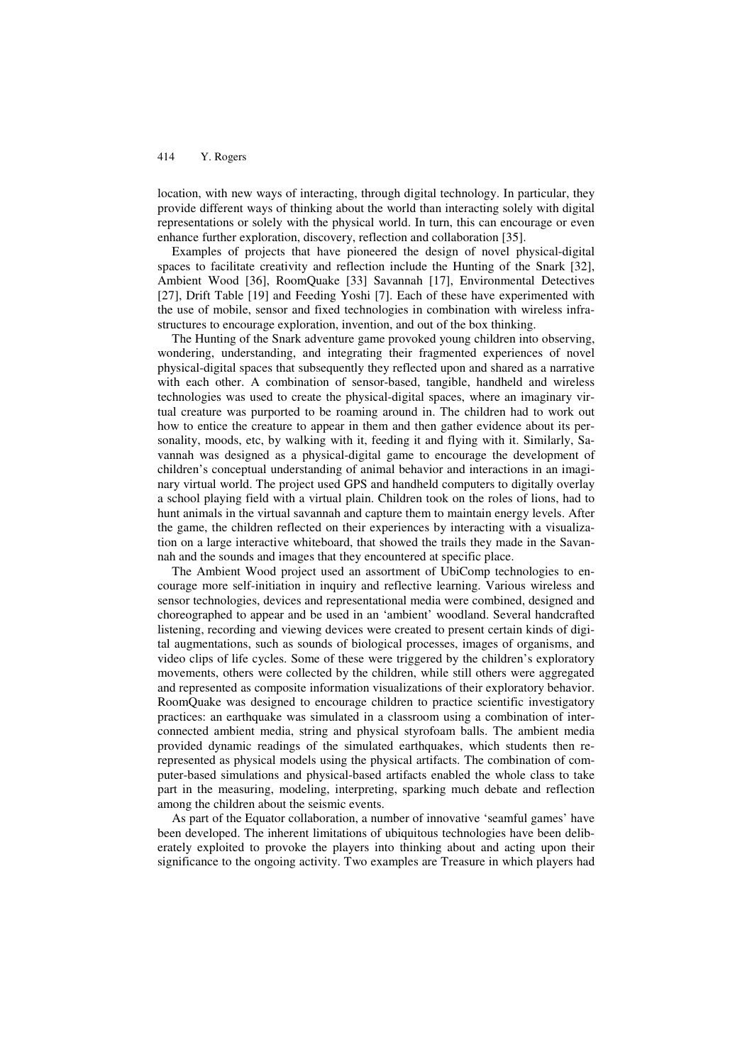location, with new ways of interacting, through digital technology. In particular, they provide different ways of thinking about the world than interacting solely with digital representations or solely with the physical world. In turn, this can encourage or even enhance further exploration, discovery, reflection and collaboration [35].

Examples of projects that have pioneered the design of novel physical-digital spaces to facilitate creativity and reflection include the Hunting of the Snark [32], Ambient Wood [36], RoomQuake [33] Savannah [17], Environmental Detectives [27], Drift Table [19] and Feeding Yoshi [7]. Each of these have experimented with the use of mobile, sensor and fixed technologies in combination with wireless infrastructures to encourage exploration, invention, and out of the box thinking.

The Hunting of the Snark adventure game provoked young children into observing, wondering, understanding, and integrating their fragmented experiences of novel physical-digital spaces that subsequently they reflected upon and shared as a narrative with each other. A combination of sensor-based, tangible, handheld and wireless technologies was used to create the physical-digital spaces, where an imaginary virtual creature was purported to be roaming around in. The children had to work out how to entice the creature to appear in them and then gather evidence about its personality, moods, etc, by walking with it, feeding it and flying with it. Similarly, Savannah was designed as a physical-digital game to encourage the development of children's conceptual understanding of animal behavior and interactions in an imaginary virtual world. The project used GPS and handheld computers to digitally overlay a school playing field with a virtual plain. Children took on the roles of lions, had to hunt animals in the virtual savannah and capture them to maintain energy levels. After the game, the children reflected on their experiences by interacting with a visualization on a large interactive whiteboard, that showed the trails they made in the Savannah and the sounds and images that they encountered at specific place.

The Ambient Wood project used an assortment of UbiComp technologies to encourage more self-initiation in inquiry and reflective learning. Various wireless and sensor technologies, devices and representational media were combined, designed and choreographed to appear and be used in an 'ambient' woodland. Several handcrafted listening, recording and viewing devices were created to present certain kinds of digital augmentations, such as sounds of biological processes, images of organisms, and video clips of life cycles. Some of these were triggered by the children's exploratory movements, others were collected by the children, while still others were aggregated and represented as composite information visualizations of their exploratory behavior. RoomQuake was designed to encourage children to practice scientific investigatory practices: an earthquake was simulated in a classroom using a combination of interconnected ambient media, string and physical styrofoam balls. The ambient media provided dynamic readings of the simulated earthquakes, which students then re-represented as physical models using the physical artifacts. The combination of computer-based simulations and physical-based artifacts enabled the whole class to take part in the measuring, modeling, interpreting, sparking much debate and reflection among the children about the seismic events.

As part of the Equator collaboration, a number of innovative 'seamful games' have been developed. The inherent limitations of ubiquitous technologies have been deliberately exploited to provoke the players into thinking about and acting upon their significance to the ongoing activity. Two examples are Treasure in which players had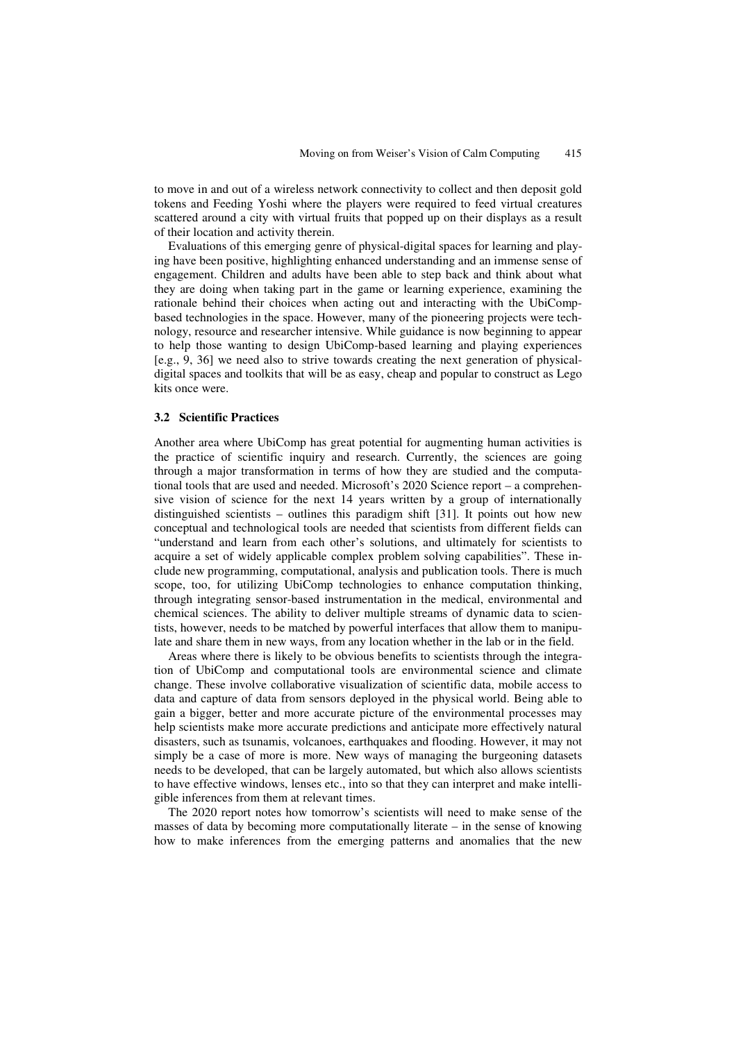to move in and out of a wireless network connectivity to collect and then deposit gold tokens and Feeding Yoshi where the players were required to feed virtual creatures scattered around a city with virtual fruits that popped up on their displays as a result of their location and activity therein.

Evaluations of this emerging genre of physical-digital spaces for learning and playing have been positive, highlighting enhanced understanding and an immense sense of engagement. Children and adults have been able to step back and think about what they are doing when taking part in the game or learning experience, examining the rationale behind their choices when acting out and interacting with the UbiComp-based technologies in the space. However, many of the pioneering projects were technology, resource and researcher intensive. While guidance is now beginning to appear to help those wanting to design UbiComp-based learning and playing experiences [e.g., 9, 36] we need also to strive towards creating the next generation of physical-digital spaces and toolkits that will be as easy, cheap and popular to construct as Lego kits once were.

### 3.2 Scientific Practices

Another area where UbiComp has great potential for augmenting human activities is the practice of scientific inquiry and research. Currently, the sciences are going through a major transformation in terms of how they are studied and the computational tools that are used and needed. Microsoft's 2020 Science report – a comprehensive vision of science for the next 14 years written by a group of internationally distinguished scientists – outlines this paradigm shift [31]. It points out how new conceptual and technological tools are needed that scientists from different fields can "understand and learn from each other's solutions, and ultimately for scientists to acquire a set of widely applicable complex problem solving capabilities". These include new programming, computational, analysis and publication tools. There is much scope, too, for utilizing UbiComp technologies to enhance computation thinking, through integrating sensor-based instrumentation in the medical, environmental and chemical sciences. The ability to deliver multiple streams of dynamic data to scientists, however, needs to be matched by powerful interfaces that allow them to manipulate and share them in new ways, from any location whether in the lab or in the field.

Areas where there is likely to be obvious benefits to scientists through the integration of UbiComp and computational tools are environmental science and climate change. These involve collaborative visualization of scientific data, mobile access to data and capture of data from sensors deployed in the physical world. Being able to gain a bigger, better and more accurate picture of the environmental processes may help scientists make more accurate predictions and anticipate more effectively natural disasters, such as tsunamis, volcanoes, earthquakes and flooding. However, it may not simply be a case of more is more. New ways of managing the burgeoning datasets needs to be developed, that can be largely automated, but which also allows scientists to have effective windows, lenses etc., into so that they can interpret and make intelligible inferences from them at relevant times.

The 2020 report notes how tomorrow's scientists will need to make sense of the masses of data by becoming more computationally literate – in the sense of knowing how to make inferences from the emerging patterns and anomalies that the new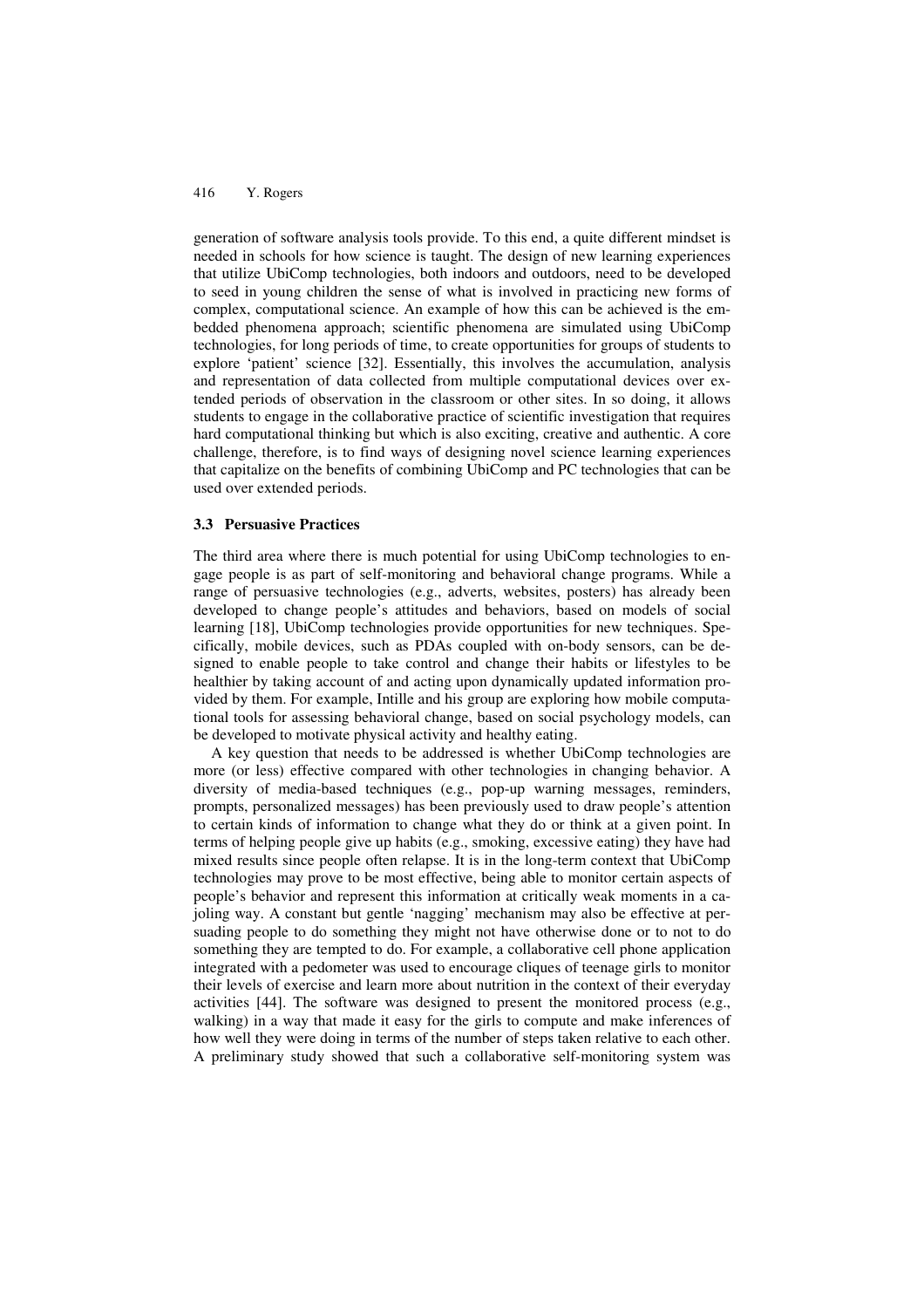generation of software analysis tools provide. To this end, a quite different mindset is needed in schools for how science is taught. The design of new learning experiences that utilize UbiComp technologies, both indoors and outdoors, need to be developed to seed in young children the sense of what is involved in practicing new forms of complex, computational science. An example of how this can be achieved is the embedded phenomena approach; scientific phenomena are simulated using UbiComp technologies, for long periods of time, to create opportunities for groups of students to explore 'patient' science [32]. Essentially, this involves the accumulation, analysis and representation of data collected from multiple computational devices over extended periods of observation in the classroom or other sites. In so doing, it allows students to engage in the collaborative practice of scientific investigation that requires hard computational thinking but which is also exciting, creative and authentic. A core challenge, therefore, is to find ways of designing novel science learning experiences that capitalize on the benefits of combining UbiComp and PC technologies that can be used over extended periods.

### 3.3 Persuasive Practices

The third area where there is much potential for using UbiComp technologies to engage people is as part of self-monitoring and behavioral change programs. While a range of persuasive technologies (e.g., adverts, websites, posters) has already been developed to change people's attitudes and behaviors, based on models of social learning [18], UbiComp technologies provide opportunities for new techniques. Specifically, mobile devices, such as PDAs coupled with on-body sensors, can be designed to enable people to take control and change their habits or lifestyles to be healthier by taking account of and acting upon dynamically updated information provided by them. For example, Intille and his group are exploring how mobile computational tools for assessing behavioral change, based on social psychology models, can be developed to motivate physical activity and healthy eating.

A key question that needs to be addressed is whether UbiComp technologies are more (or less) effective compared with other technologies in changing behavior. A diversity of media-based techniques (e.g., pop-up warning messages, reminders, prompts, personalized messages) has been previously used to draw people's attention to certain kinds of information to change what they do or think at a given point. In terms of helping people give up habits (e.g., smoking, excessive eating) they have had mixed results since people often relapse. It is in the long-term context that UbiComp technologies may prove to be most effective, being able to monitor certain aspects of people's behavior and represent this information at critically weak moments in a cajoling way. A constant but gentle 'nagging' mechanism may also be effective at persuading people to do something they might not have otherwise done or to not to do something they are tempted to do. For example, a collaborative cell phone application integrated with a pedometer was used to encourage cliques of teenage girls to monitor their levels of exercise and learn more about nutrition in the context of their everyday activities [44]. The software was designed to present the monitored process (e.g., walking) in a way that made it easy for the girls to compute and make inferences of how well they were doing in terms of the number of steps taken relative to each other. A preliminary study showed that such a collaborative self-monitoring system was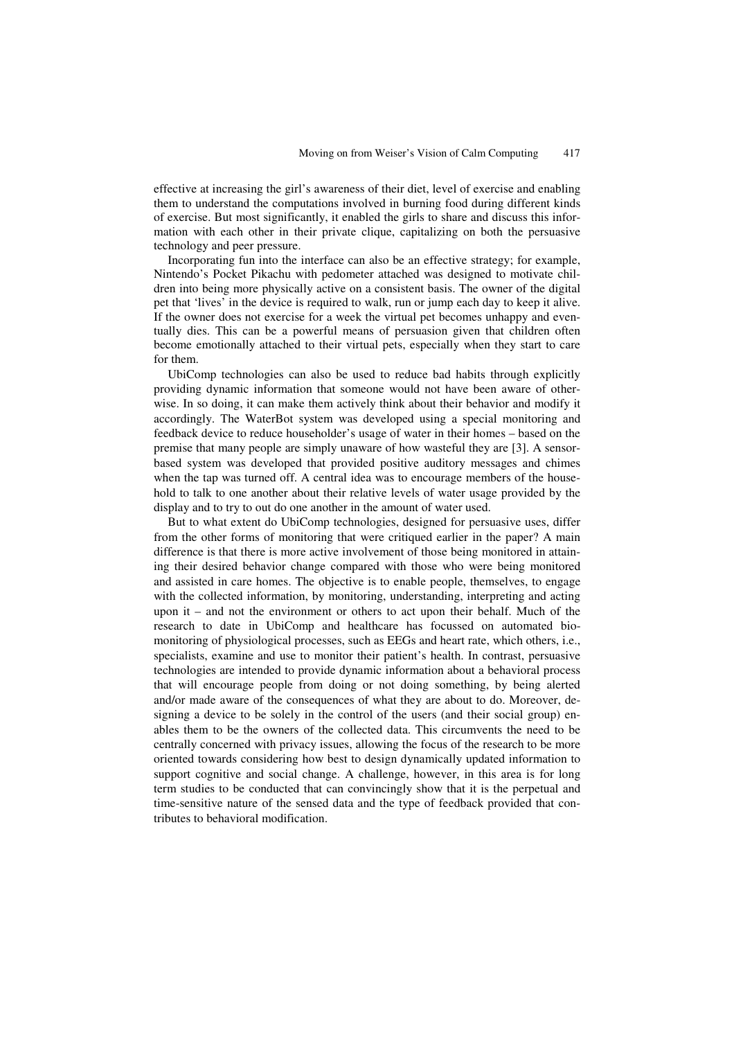effective at increasing the girl's awareness of their diet, level of exercise and enabling them to understand the computations involved in burning food during different kinds of exercise. But most significantly, it enabled the girls to share and discuss this information with each other in their private clique, capitalizing on both the persuasive technology and peer pressure.

Incorporating fun into the interface can also be an effective strategy; for example, Nintendo's Pocket Pikachu with pedometer attached was designed to motivate children into being more physically active on a consistent basis. The owner of the digital pet that 'lives' in the device is required to walk, run or jump each day to keep it alive. If the owner does not exercise for a week the virtual pet becomes unhappy and eventually dies. This can be a powerful means of persuasion given that children often become emotionally attached to their virtual pets, especially when they start to care for them.

UbiComp technologies can also be used to reduce bad habits through explicitly providing dynamic information that someone would not have been aware of otherwise. In so doing, it can make them actively think about their behavior and modify it accordingly. The WaterBot system was developed using a special monitoring and feedback device to reduce householder's usage of water in their homes – based on the premise that many people are simply unaware of how wasteful they are [3]. A sensor-based system was developed that provided positive auditory messages and chimes when the tap was turned off. A central idea was to encourage members of the household to talk to one another about their relative levels of water usage provided by the display and to try to out do one another in the amount of water used.

But to what extent do UbiComp technologies, designed for persuasive uses, differ from the other forms of monitoring that were critiqued earlier in the paper? A main difference is that there is more active involvement of those being monitored in attaining their desired behavior change compared with those who were being monitored and assisted in care homes. The objective is to enable people, themselves, to engage with the collected information, by monitoring, understanding, interpreting and acting upon it – and not the environment or others to act upon their behalf. Much of the research to date in UbiComp and healthcare has focussed on automated bio-monitoring of physiological processes, such as EEGs and heart rate, which others, i.e., specialists, examine and use to monitor their patient's health. In contrast, persuasive technologies are intended to provide dynamic information about a behavioral process that will encourage people from doing or not doing something, by being alerted and/or made aware of the consequences of what they are about to do. Moreover, designing a device to be solely in the control of the users (and their social group) enables them to be the owners of the collected data. This circumvents the need to be centrally concerned with privacy issues, allowing the focus of the research to be more oriented towards considering how best to design dynamically updated information to support cognitive and social change. A challenge, however, in this area is for long term studies to be conducted that can convincingly show that it is the perpetual and time-sensitive nature of the sensed data and the type of feedback provided that contributes to behavioral modification.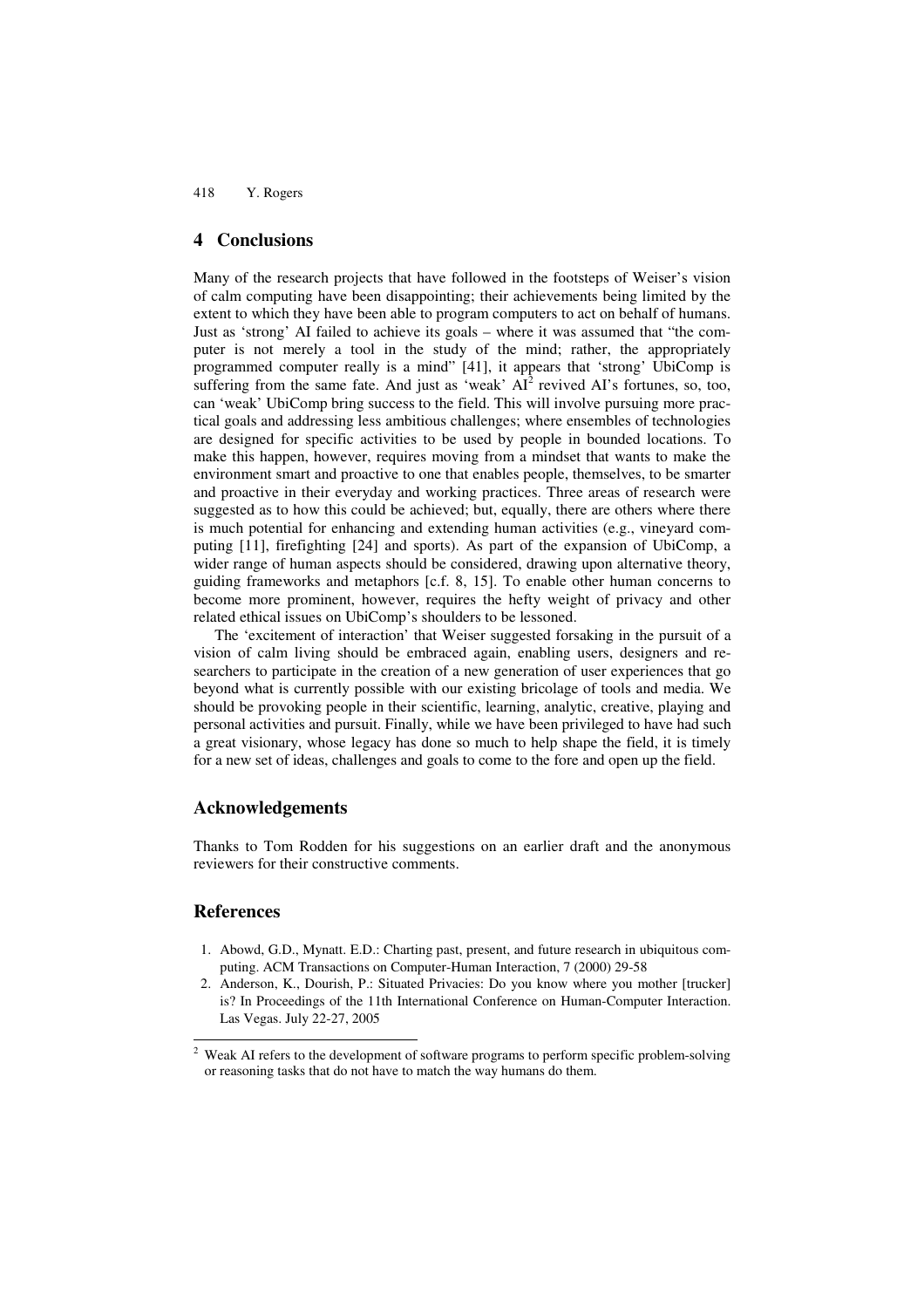## 4 Conclusions

Many of the research projects that have followed in the footsteps of Weiser's vision of calm computing have been disappointing; their achievements being limited by the extent to which they have been able to program computers to act on behalf of humans. Just as 'strong' AI failed to achieve its goals – where it was assumed that "the computer is not merely a tool in the study of the mind; rather, the appropriately programmed computer really is a mind" [41], it appears that 'strong' UbiComp is suffering from the same fate. And just as 'weak' AI[2] revived AI's fortunes, so, too, can 'weak' UbiComp bring success to the field. This will involve pursuing more practical goals and addressing less ambitious challenges; where ensembles of technologies are designed for specific activities to be used by people in bounded locations. To make this happen, however, requires moving from a mindset that wants to make the environment smart and proactive to one that enables people, themselves, to be smarter and proactive in their everyday and working practices. Three areas of research were suggested as to how this could be achieved; but, equally, there are others where there is much potential for enhancing and extending human activities (e.g., vineyard computing [11], firefighting [24] and sports). As part of the expansion of UbiComp, a wider range of human aspects should be considered, drawing upon alternative theory, guiding frameworks and metaphors [c.f. 8, 15]. To enable other human concerns to become more prominent, however, requires the hefty weight of privacy and other related ethical issues on UbiComp's shoulders to be lessoned.

The 'excitement of interaction' that Weiser suggested forsaking in the pursuit of a vision of calm living should be embraced again, enabling users, designers and researchers to participate in the creation of a new generation of user experiences that go beyond what is currently possible with our existing bricolage of tools and media. We should be provoking people in their scientific, learning, analytic, creative, playing and personal activities and pursuit. Finally, while we have been privileged to have had such a great visionary, whose legacy has done so much to help shape the field, it is timely for a new set of ideas, challenges and goals to come to the fore and open up the field.

## Acknowledgements

Thanks to Tom Rodden for his suggestions on an earlier draft and the anonymous reviewers for their constructive comments.

## References

1. Abowd, G.D., Mynatt. E.D.: Charting past, present, and future research in ubiquitous computing. ACM Transactions on Computer-Human Interaction, 7 (2000) 29-58
2. Anderson, K., Dourish, P.: Situated Privacies: Do you know where you mother [trucker] is? In Proceedings of the 11th International Conference on Human-Computer Interaction. Las Vegas. July 22-27, 2005

[2] Weak AI refers to the development of software programs to perform specific problem-solving or reasoning tasks that do not have to match the way humans do them.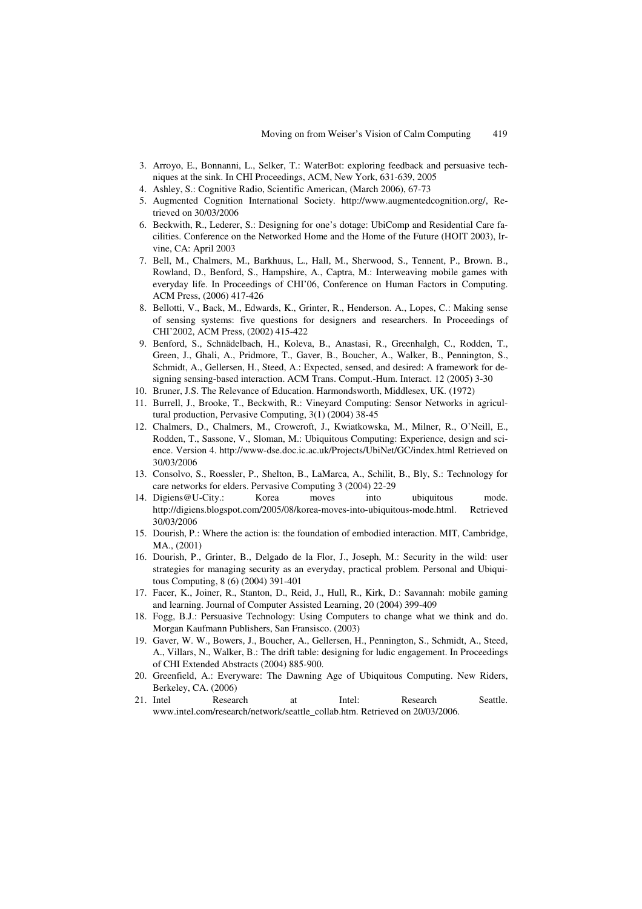3. Arroyo, E., Bonnanni, L., Selker, T.: WaterBot: exploring feedback and persuasive techniques at the sink. In CHI Proceedings, ACM, New York, 631-639, 2005
4. Ashley, S.: Cognitive Radio, Scientific American, (March 2006), 67-73
5. Augmented Cognition International Society. http://www.augmentedcognition.org/, Retrieved on 30/03/2006
6. Beckwith, R., Lederer, S.: Designing for one's dotage: UbiComp and Residential Care facilities. Conference on the Networked Home and the Home of the Future (HOIT 2003), Irvine, CA: April 2003
7. Bell, M., Chalmers, M., Barkhuus, L., Hall, M., Sherwood, S., Tennent, P., Brown. B., Rowland, D., Benford, S., Hampshire, A., Captra, M.: Interweaving mobile games with everyday life. In Proceedings of CHI'06, Conference on Human Factors in Computing. ACM Press, (2006) 417-426
8. Bellotti, V., Back, M., Edwards, K., Grinter, R., Henderson. A., Lopes, C.: Making sense of sensing systems: five questions for designers and researchers. In Proceedings of CHI'2002, ACM Press, (2002) 415-422
9. Benford, S., Schnädelbach, H., Koleva, B., Anastasi, R., Greenhalgh, C., Rodden, T., Green, J., Ghali, A., Pridmore, T., Gaver, B., Boucher, A., Walker, B., Pennington, S., Schmidt, A., Gellersen, H., Steed, A.: Expected, sensed, and desired: A framework for designing sensing-based interaction. ACM Trans. Comput.-Hum. Interact. 12 (2005) 3-30
10. Bruner, J.S. The Relevance of Education. Harmondsworth, Middlesex, UK. (1972)
11. Burrell, J., Brooke, T., Beckwith, R.: Vineyard Computing: Sensor Networks in agricultural production, Pervasive Computing, 3(1) (2004) 38-45
12. Chalmers, D., Chalmers, M., Crowcroft, J., Kwiatkowska, M., Milner, R., O'Neill, E., Rodden, T., Sassone, V., Sloman, M.: Ubiquitous Computing: Experience, design and science. Version 4. http://www-dse.doc.ic.ac.uk/Projects/UbiNet/GC/index.html Retrieved on 30/03/2006
13. Consolvo, S., Roessler, P., Shelton, B., LaMarca, A., Schilit, B., Bly, S.: Technology for care networks for elders. Pervasive Computing 3 (2004) 22-29
14. Digiens@U-City.: Korea moves into ubiquitous mode. http://digiens.blogspot.com/2005/08/korea-moves-into-ubiquitous-mode.html. Retrieved 30/03/2006
15. Dourish, P.: Where the action is: the foundation of embodied interaction. MIT, Cambridge, MA., (2001)
16. Dourish, P., Grinter, B., Delgado de la Flor, J., Joseph, M.: Security in the wild: user strategies for managing security as an everyday, practical problem. Personal and Ubiquitous Computing, 8 (6) (2004) 391-401
17. Facer, K., Joiner, R., Stanton, D., Reid, J., Hull, R., Kirk, D.: Savannah: mobile gaming and learning. Journal of Computer Assisted Learning, 20 (2004) 399-409
18. Fogg, B.J.: Persuasive Technology: Using Computers to change what we think and do. Morgan Kaufmann Publishers, San Fransisco. (2003)
19. Gaver, W. W., Bowers, J., Boucher, A., Gellersen, H., Pennington, S., Schmidt, A., Steed, A., Villars, N., Walker, B.: The drift table: designing for ludic engagement. In Proceedings of CHI Extended Abstracts (2004) 885-900.
20. Greenfield, A.: Everyware: The Dawning Age of Ubiquitous Computing. New Riders, Berkeley, CA. (2006)
21. Intel Research at Intel: Research Seattle. www.intel.com/research/network/seattle_collab.htm. Retrieved on 20/03/2006.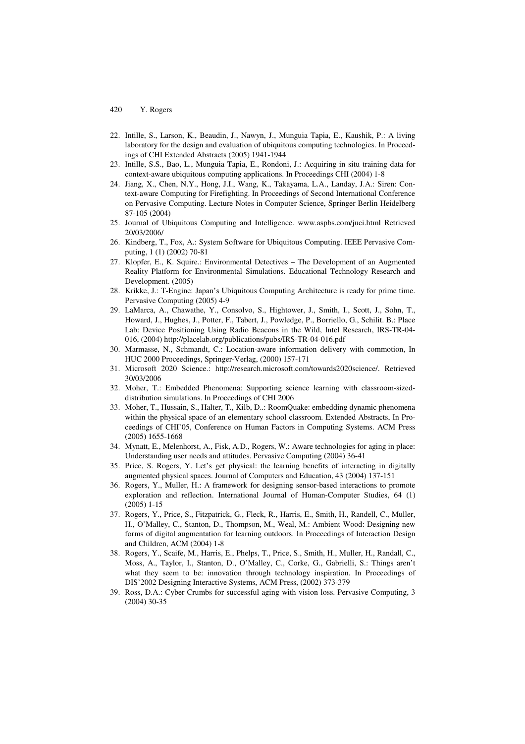22. Intille, S., Larson, K., Beaudin, J., Nawyn, J., Munguia Tapia, E., Kaushik, P.: A living laboratory for the design and evaluation of ubiquitous computing technologies. In Proceedings of CHI Extended Abstracts (2005) 1941-1944
23. Intille, S.S., Bao, L., Munguia Tapia, E., Rondoni, J.: Acquiring in situ training data for context-aware ubiquitous computing applications. In Proceedings CHI (2004) 1-8
24. Jiang, X., Chen, N.Y., Hong, J.I., Wang, K., Takayama, L.A., Landay, J.A.: Siren: Context-aware Computing for Firefighting. In Proceedings of Second International Conference on Pervasive Computing. Lecture Notes in Computer Science, Springer Berlin Heidelberg 87-105 (2004)
25. Journal of Ubiquitous Computing and Intelligence. www.aspbs.com/juci.html Retrieved 20/03/2006/
26. Kindberg, T., Fox, A.: System Software for Ubiquitous Computing. IEEE Pervasive Computing, 1 (1) (2002) 70-81
27. Klopfer, E., K. Squire.: Environmental Detectives – The Development of an Augmented Reality Platform for Environmental Simulations. Educational Technology Research and Development. (2005)
28. Krikke, J.: T-Engine: Japan's Ubiquitous Computing Architecture is ready for prime time. Pervasive Computing (2005) 4-9
29. LaMarca, A., Chawathe, Y., Consolvo, S., Hightower, J., Smith, I., Scott, J., Sohn, T., Howard, J., Hughes, J., Potter, F., Tabert, J., Powledge, P., Borriello, G., Schilit. B.: Place Lab: Device Positioning Using Radio Beacons in the Wild, Intel Research, IRS-TR-04-016, (2004) http://placelab.org/publications/pubs/IRS-TR-04-016.pdf
30. Marmasse, N., Schmandt, C.: Location-aware information delivery with commotion, In HUC 2000 Proceedings, Springer-Verlag, (2000) 157-171
31. Microsoft 2020 Science.: http://research.microsoft.com/towards2020science/. Retrieved 30/03/2006
32. Moher, T.: Embedded Phenomena: Supporting science learning with classroom-sized-distribution simulations. In Proceedings of CHI 2006
33. Moher, T., Hussain, S., Halter, T., Kilb, D..: RoomQuake: embedding dynamic phenomena within the physical space of an elementary school classroom. Extended Abstracts, In Proceedings of CHI'05, Conference on Human Factors in Computing Systems. ACM Press (2005) 1655-1668
34. Mynatt, E., Melenhorst, A., Fisk, A.D., Rogers, W.: Aware technologies for aging in place: Understanding user needs and attitudes. Pervasive Computing (2004) 36-41
35. Price, S. Rogers, Y. Let's get physical: the learning benefits of interacting in digitally augmented physical spaces. Journal of Computers and Education, 43 (2004) 137-151
36. Rogers, Y., Muller, H.: A framework for designing sensor-based interactions to promote exploration and reflection. International Journal of Human-Computer Studies, 64 (1) (2005) 1-15
37. Rogers, Y., Price, S., Fitzpatrick, G., Fleck, R., Harris, E., Smith, H., Randell, C., Muller, H., O'Malley, C., Stanton, D., Thompson, M., Weal, M.: Ambient Wood: Designing new forms of digital augmentation for learning outdoors. In Proceedings of Interaction Design and Children, ACM (2004) 1-8
38. Rogers, Y., Scaife, M., Harris, E., Phelps, T., Price, S., Smith, H., Muller, H., Randall, C., Moss, A., Taylor, I., Stanton, D., O'Malley, C., Corke, G., Gabrielli, S.: Things aren't what they seem to be: innovation through technology inspiration. In Proceedings of DIS'2002 Designing Interactive Systems, ACM Press, (2002) 373-379
39. Ross, D.A.: Cyber Crumbs for successful aging with vision loss. Pervasive Computing, 3 (2004) 30-35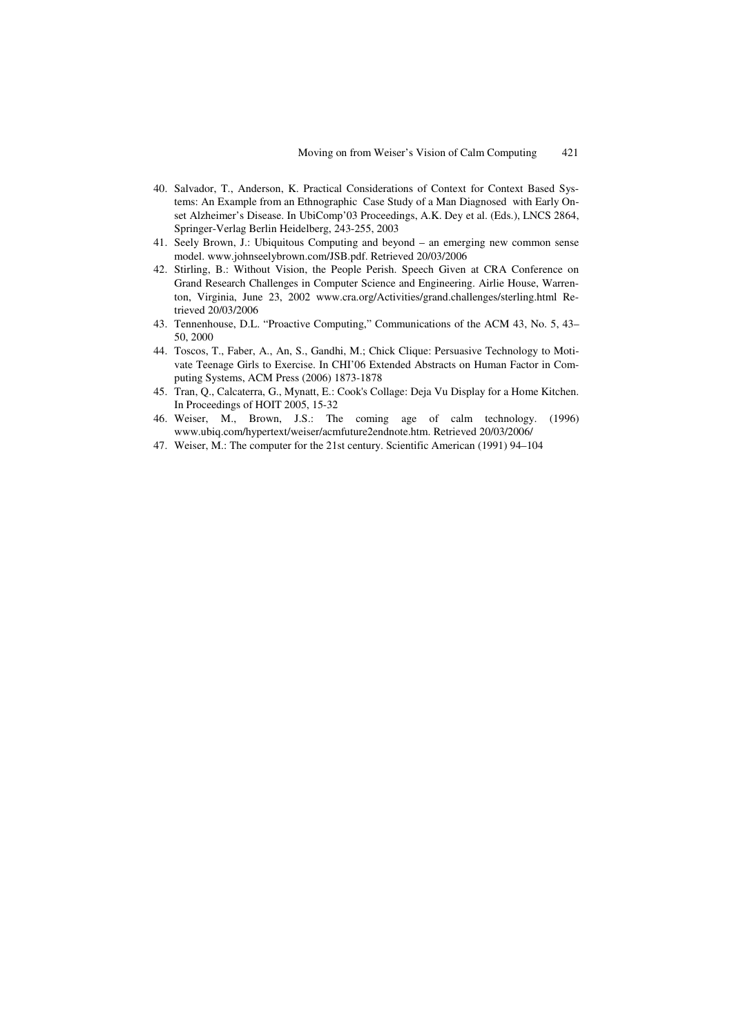40. Salvador, T., Anderson, K. Practical Considerations of Context for Context Based Systems: An Example from an Ethnographic Case Study of a Man Diagnosed with Early Onset Alzheimer's Disease. In UbiComp'03 Proceedings, A.K. Dey et al. (Eds.), LNCS 2864, Springer-Verlag Berlin Heidelberg, 243-255, 2003
41. Seely Brown, J.: Ubiquitous Computing and beyond – an emerging new common sense model. www.johnseelybrown.com/JSB.pdf. Retrieved 20/03/2006
42. Stirling, B.: Without Vision, the People Perish. Speech Given at CRA Conference on Grand Research Challenges in Computer Science and Engineering. Airlie House, Warrenton, Virginia, June 23, 2002 www.cra.org/Activities/grand.challenges/sterling.html Retrieved 20/03/2006
43. Tennenhouse, D.L. "Proactive Computing," Communications of the ACM 43, No. 5, 43–50, 2000
44. Toscos, T., Faber, A., An, S., Gandhi, M.; Chick Clique: Persuasive Technology to Motivate Teenage Girls to Exercise. In CHI'06 Extended Abstracts on Human Factor in Computing Systems, ACM Press (2006) 1873-1878
45. Tran, Q., Calcaterra, G., Mynatt, E.: Cook's Collage: Deja Vu Display for a Home Kitchen. In Proceedings of HOIT 2005, 15-32
46. Weiser, M., Brown, J.S.: The coming age of calm technology. (1996) www.ubiq.com/hypertext/weiser/acmfuture2endnote.htm. Retrieved 20/03/2006/
47. Weiser, M.: The computer for the 21st century. Scientific American (1991) 94–104